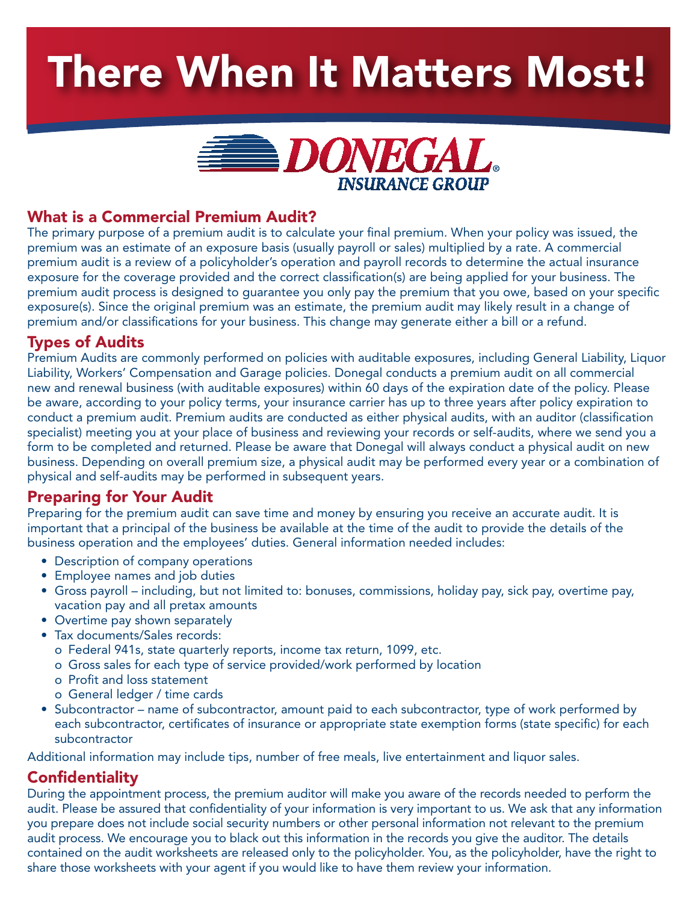# There When It Matters Most!

DONEGAL® INSURANCE GROUP

## What is a Commercial Premium Audit?

The primary purpose of a premium audit is to calculate your final premium. When your policy was issued, the premium was an estimate of an exposure basis (usually payroll or sales) multiplied by a rate. A commercial premium audit is a review of a policyholder's operation and payroll records to determine the actual insurance exposure for the coverage provided and the correct classification(s) are being applied for your business. The premium audit process is designed to guarantee you only pay the premium that you owe, based on your specific exposure(s). Since the original premium was an estimate, the premium audit may likely result in a change of premium and/or classifications for your business. This change may generate either a bill or a refund.

## Types of Audits

Premium Audits are commonly performed on policies with auditable exposures, including General Liability, Liquor Liability, Workers' Compensation and Garage policies. Donegal conducts a premium audit on all commercial new and renewal business (with auditable exposures) within 60 days of the expiration date of the policy. Please be aware, according to your policy terms, your insurance carrier has up to three years after policy expiration to conduct a premium audit. Premium audits are conducted as either physical audits, with an auditor (classification specialist) meeting you at your place of business and reviewing your records or self-audits, where we send you a form to be completed and returned. Please be aware that Donegal will always conduct a physical audit on new business. Depending on overall premium size, a physical audit may be performed every year or a combination of physical and self-audits may be performed in subsequent years.

## Preparing for Your Audit

Preparing for the premium audit can save time and money by ensuring you receive an accurate audit. It is important that a principal of the business be available at the time of the audit to provide the details of the business operation and the employees' duties. General information needed includes:

- Description of company operations
- Employee names and job duties
- Gross payroll – including, but not limited to: bonuses, commissions, holiday pay, sick pay, overtime pay, vacation pay and all pretax amounts
- Overtime pay shown separately
- Tax documents/Sales records:
  - Federal 941s, state quarterly reports, income tax return, 1099, etc.
  - Gross sales for each type of service provided/work performed by location
  - Profit and loss statement
  - General ledger / time cards
- Subcontractor – name of subcontractor, amount paid to each subcontractor, type of work performed by each subcontractor, certificates of insurance or appropriate state exemption forms (state specific) for each subcontractor

Additional information may include tips, number of free meals, live entertainment and liquor sales.

## Confidentiality

During the appointment process, the premium auditor will make you aware of the records needed to perform the audit. Please be assured that confidentiality of your information is very important to us. We ask that any information you prepare does not include social security numbers or other personal information not relevant to the premium audit process. We encourage you to black out this information in the records you give the auditor. The details contained on the audit worksheets are released only to the policyholder. You, as the policyholder, have the right to share those worksheets with your agent if you would like to have them review your information.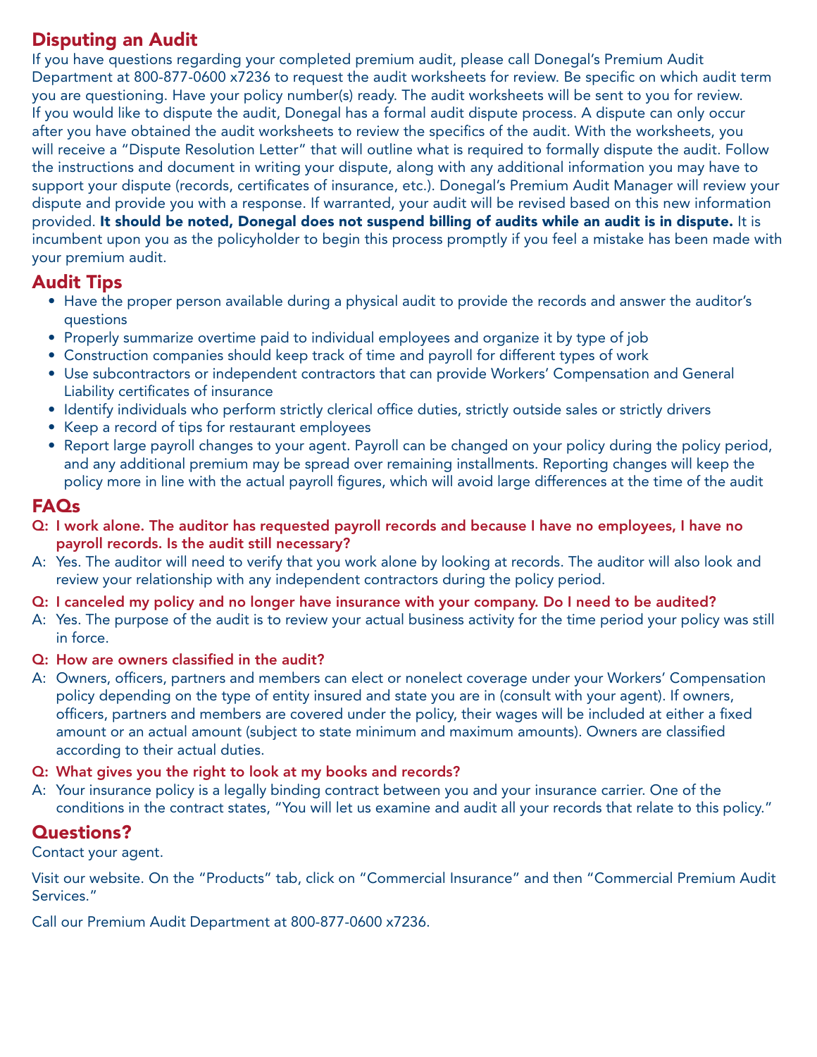## Disputing an Audit

If you have questions regarding your completed premium audit, please call Donegal's Premium Audit Department at 800-877-0600 x7236 to request the audit worksheets for review. Be specific on which audit term you are questioning. Have your policy number(s) ready. The audit worksheets will be sent to you for review. If you would like to dispute the audit, Donegal has a formal audit dispute process. A dispute can only occur after you have obtained the audit worksheets to review the specifics of the audit. With the worksheets, you will receive a "Dispute Resolution Letter" that will outline what is required to formally dispute the audit. Follow the instructions and document in writing your dispute, along with any additional information you may have to support your dispute (records, certificates of insurance, etc.). Donegal's Premium Audit Manager will review your dispute and provide you with a response. If warranted, your audit will be revised based on this new information provided. **It should be noted, Donegal does not suspend billing of audits while an audit is in dispute.** It is incumbent upon you as the policyholder to begin this process promptly if you feel a mistake has been made with your premium audit.

## Audit Tips

- Have the proper person available during a physical audit to provide the records and answer the auditor's questions
- Properly summarize overtime paid to individual employees and organize it by type of job
- Construction companies should keep track of time and payroll for different types of work
- Use subcontractors or independent contractors that can provide Workers' Compensation and General Liability certificates of insurance
- Identify individuals who perform strictly clerical office duties, strictly outside sales or strictly drivers
- Keep a record of tips for restaurant employees
- Report large payroll changes to your agent. Payroll can be changed on your policy during the policy period, and any additional premium may be spread over remaining installments. Reporting changes will keep the policy more in line with the actual payroll figures, which will avoid large differences at the time of the audit

## FAQs

**Q: I work alone. The auditor has requested payroll records and because I have no employees, I have no payroll records. Is the audit still necessary?**

A: Yes. The auditor will need to verify that you work alone by looking at records. The auditor will also look and review your relationship with any independent contractors during the policy period.

**Q: I canceled my policy and no longer have insurance with your company. Do I need to be audited?**

A: Yes. The purpose of the audit is to review your actual business activity for the time period your policy was still in force.

**Q: How are owners classified in the audit?**

A: Owners, officers, partners and members can elect or nonelect coverage under your Workers' Compensation policy depending on the type of entity insured and state you are in (consult with your agent). If owners, officers, partners and members are covered under the policy, their wages will be included at either a fixed amount or an actual amount (subject to state minimum and maximum amounts). Owners are classified according to their actual duties.

**Q: What gives you the right to look at my books and records?**

A: Your insurance policy is a legally binding contract between you and your insurance carrier. One of the conditions in the contract states, "You will let us examine and audit all your records that relate to this policy."

## Questions?

Contact your agent.

Visit our website. On the "Products" tab, click on "Commercial Insurance" and then "Commercial Premium Audit Services."

Call our Premium Audit Department at 800-877-0600 x7236.